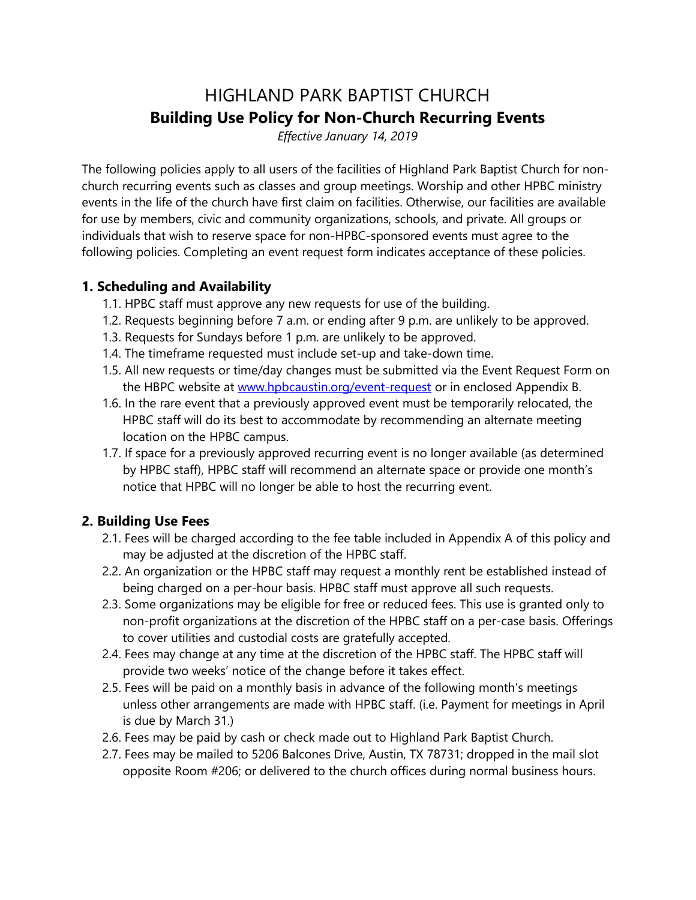# HIGHLAND PARK BAPTIST CHURCH

## Building Use Policy for Non-Church Recurring Events

*Effective January 14, 2019*

The following policies apply to all users of the facilities of Highland Park Baptist Church for non-church recurring events such as classes and group meetings. Worship and other HPBC ministry events in the life of the church have first claim on facilities. Otherwise, our facilities are available for use by members, civic and community organizations, schools, and private. All groups or individuals that wish to reserve space for non-HPBC-sponsored events must agree to the following policies. Completing an event request form indicates acceptance of these policies.

### 1. Scheduling and Availability

- 1.1. HPBC staff must approve any new requests for use of the building.
- 1.2. Requests beginning before 7 a.m. or ending after 9 p.m. are unlikely to be approved.
- 1.3. Requests for Sundays before 1 p.m. are unlikely to be approved.
- 1.4. The timeframe requested must include set-up and take-down time.
- 1.5. All new requests or time/day changes must be submitted via the Event Request Form on the HBPC website at [www.hpbcaustin.org/event-request](http://www.hpbcaustin.org/event-request) or in enclosed Appendix B.
- 1.6. In the rare event that a previously approved event must be temporarily relocated, the HPBC staff will do its best to accommodate by recommending an alternate meeting location on the HPBC campus.
- 1.7. If space for a previously approved recurring event is no longer available (as determined by HPBC staff), HPBC staff will recommend an alternate space or provide one month's notice that HPBC will no longer be able to host the recurring event.

### 2. Building Use Fees

- 2.1. Fees will be charged according to the fee table included in Appendix A of this policy and may be adjusted at the discretion of the HPBC staff.
- 2.2. An organization or the HPBC staff may request a monthly rent be established instead of being charged on a per-hour basis. HPBC staff must approve all such requests.
- 2.3. Some organizations may be eligible for free or reduced fees. This use is granted only to non-profit organizations at the discretion of the HPBC staff on a per-case basis. Offerings to cover utilities and custodial costs are gratefully accepted.
- 2.4. Fees may change at any time at the discretion of the HPBC staff. The HPBC staff will provide two weeks' notice of the change before it takes effect.
- 2.5. Fees will be paid on a monthly basis in advance of the following month's meetings unless other arrangements are made with HPBC staff. (i.e. Payment for meetings in April is due by March 31.)
- 2.6. Fees may be paid by cash or check made out to Highland Park Baptist Church.
- 2.7. Fees may be mailed to 5206 Balcones Drive, Austin, TX 78731; dropped in the mail slot opposite Room #206; or delivered to the church offices during normal business hours.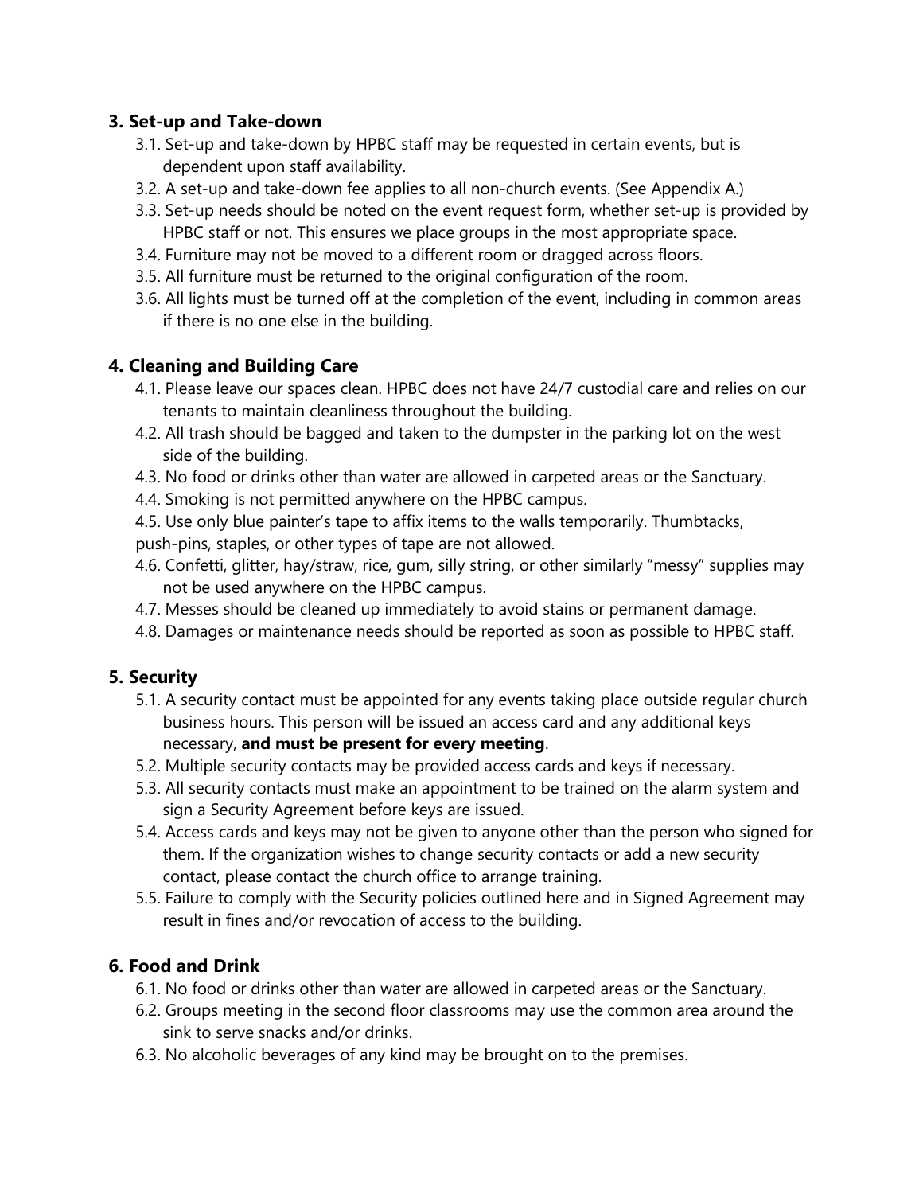## 3. Set-up and Take-down

3.1. Set-up and take-down by HPBC staff may be requested in certain events, but is dependent upon staff availability.

3.2. A set-up and take-down fee applies to all non-church events. (See Appendix A.)

3.3. Set-up needs should be noted on the event request form, whether set-up is provided by HPBC staff or not. This ensures we place groups in the most appropriate space.

3.4. Furniture may not be moved to a different room or dragged across floors.

3.5. All furniture must be returned to the original configuration of the room.

3.6. All lights must be turned off at the completion of the event, including in common areas if there is no one else in the building.

## 4. Cleaning and Building Care

4.1. Please leave our spaces clean. HPBC does not have 24/7 custodial care and relies on our tenants to maintain cleanliness throughout the building.

4.2. All trash should be bagged and taken to the dumpster in the parking lot on the west side of the building.

4.3. No food or drinks other than water are allowed in carpeted areas or the Sanctuary.

4.4. Smoking is not permitted anywhere on the HPBC campus.

4.5. Use only blue painter's tape to affix items to the walls temporarily. Thumbtacks, push-pins, staples, or other types of tape are not allowed.

4.6. Confetti, glitter, hay/straw, rice, gum, silly string, or other similarly "messy" supplies may not be used anywhere on the HPBC campus.

4.7. Messes should be cleaned up immediately to avoid stains or permanent damage.

4.8. Damages or maintenance needs should be reported as soon as possible to HPBC staff.

## 5. Security

5.1. A security contact must be appointed for any events taking place outside regular church business hours. This person will be issued an access card and any additional keys necessary, **and must be present for every meeting**.

5.2. Multiple security contacts may be provided access cards and keys if necessary.

5.3. All security contacts must make an appointment to be trained on the alarm system and sign a Security Agreement before keys are issued.

5.4. Access cards and keys may not be given to anyone other than the person who signed for them. If the organization wishes to change security contacts or add a new security contact, please contact the church office to arrange training.

5.5. Failure to comply with the Security policies outlined here and in Signed Agreement may result in fines and/or revocation of access to the building.

## 6. Food and Drink

6.1. No food or drinks other than water are allowed in carpeted areas or the Sanctuary.

6.2. Groups meeting in the second floor classrooms may use the common area around the sink to serve snacks and/or drinks.

6.3. No alcoholic beverages of any kind may be brought on to the premises.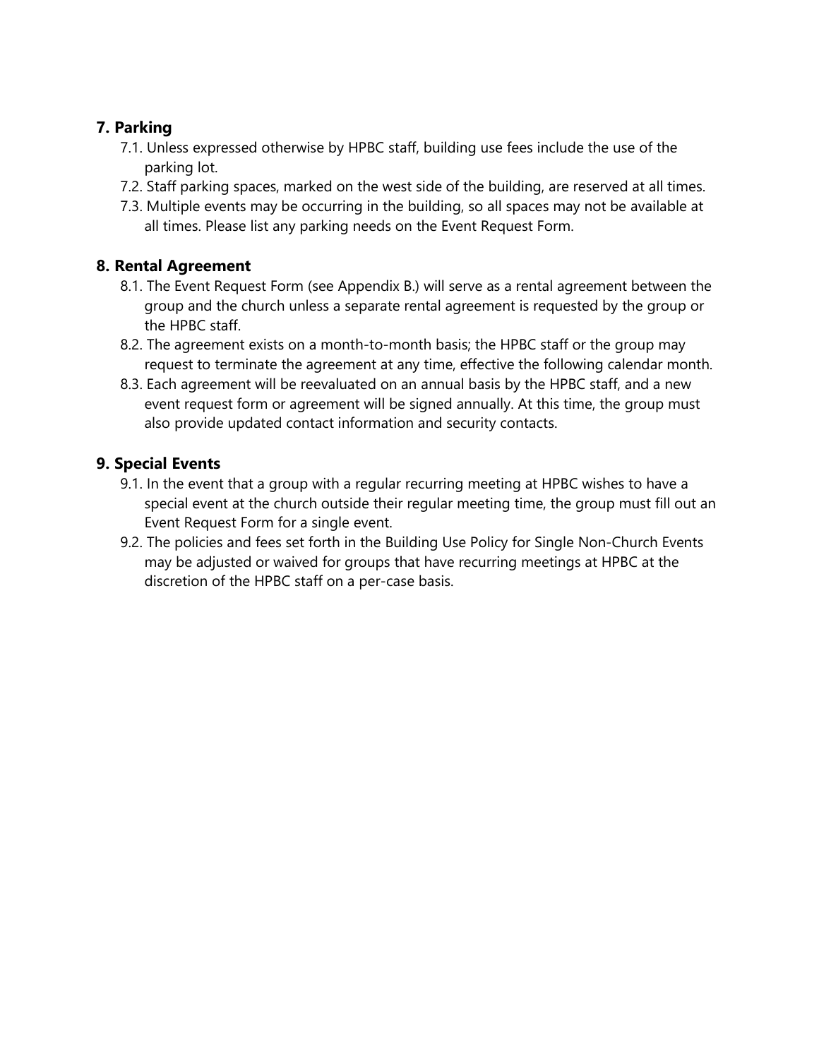## 7. Parking

7.1. Unless expressed otherwise by HPBC staff, building use fees include the use of the parking lot.

7.2. Staff parking spaces, marked on the west side of the building, are reserved at all times.

7.3. Multiple events may be occurring in the building, so all spaces may not be available at all times. Please list any parking needs on the Event Request Form.

## 8. Rental Agreement

8.1. The Event Request Form (see Appendix B.) will serve as a rental agreement between the group and the church unless a separate rental agreement is requested by the group or the HPBC staff.

8.2. The agreement exists on a month-to-month basis; the HPBC staff or the group may request to terminate the agreement at any time, effective the following calendar month.

8.3. Each agreement will be reevaluated on an annual basis by the HPBC staff, and a new event request form or agreement will be signed annually. At this time, the group must also provide updated contact information and security contacts.

## 9. Special Events

9.1. In the event that a group with a regular recurring meeting at HPBC wishes to have a special event at the church outside their regular meeting time, the group must fill out an Event Request Form for a single event.

9.2. The policies and fees set forth in the Building Use Policy for Single Non-Church Events may be adjusted or waived for groups that have recurring meetings at HPBC at the discretion of the HPBC staff on a per-case basis.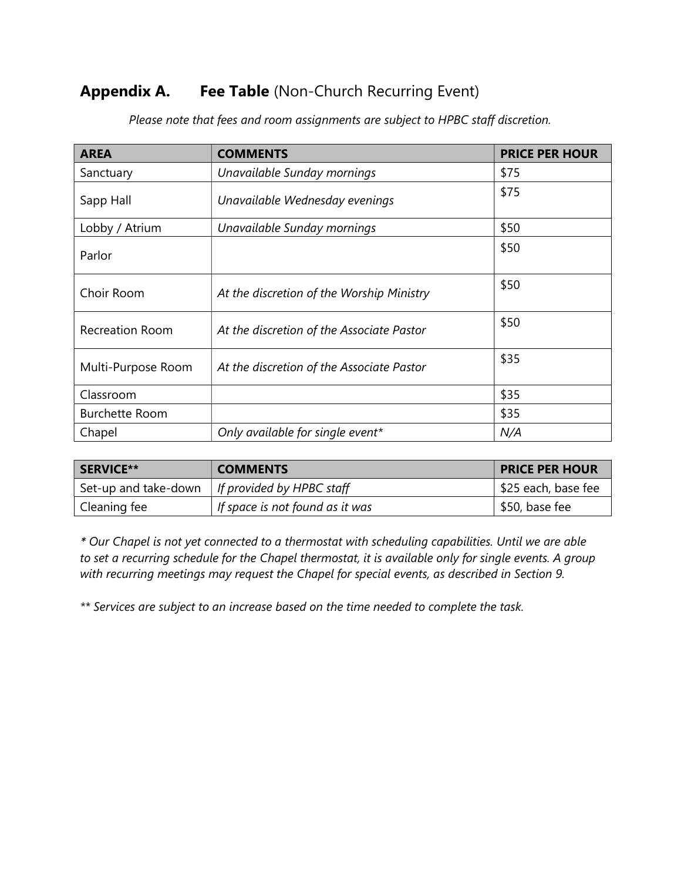## Appendix A. Fee Table (Non-Church Recurring Event)

*Please note that fees and room assignments are subject to HPBC staff discretion.*

| AREA | COMMENTS | PRICE PER HOUR |
|---|---|---|
| Sanctuary | *Unavailable Sunday mornings* | $75 |
| Sapp Hall | *Unavailable Wednesday evenings* | $75 |
| Lobby / Atrium | *Unavailable Sunday mornings* | $50 |
| Parlor | | $50 |
| Choir Room | *At the discretion of the Worship Ministry* | $50 |
| Recreation Room | *At the discretion of the Associate Pastor* | $50 |
| Multi-Purpose Room | *At the discretion of the Associate Pastor* | $35 |
| Classroom | | $35 |
| Burchette Room | | $35 |
| Chapel | *Only available for single event** | *N/A* |

| SERVICE** | COMMENTS | PRICE PER HOUR |
|---|---|---|
| Set-up and take-down | *If provided by HPBC staff* | $25 each, base fee |
| Cleaning fee | *If space is not found as it was* | $50, base fee |

*\* Our Chapel is not yet connected to a thermostat with scheduling capabilities. Until we are able to set a recurring schedule for the Chapel thermostat, it is available only for single events. A group with recurring meetings may request the Chapel for special events, as described in Section 9.*

*\*\* Services are subject to an increase based on the time needed to complete the task.*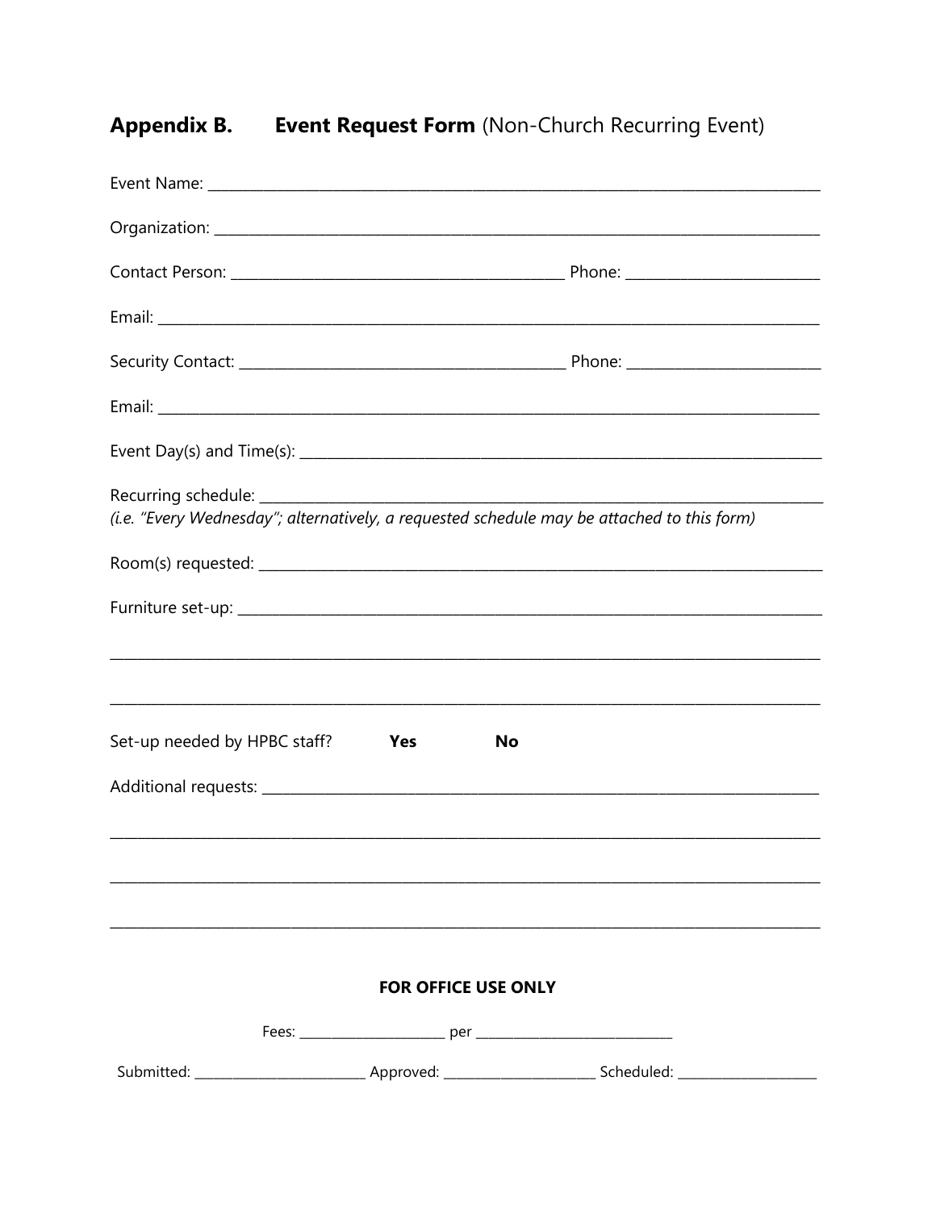## **Appendix B.** **Event Request Form** (Non-Church Recurring Event)

Event Name: ______________________________________________________________________________

Organization: _____________________________________________________________________________

Contact Person: _________________________________________ Phone: _________________________

Email: ___________________________________________________________________________________

Security Contact: ________________________________________ Phone: _________________________

Email: ___________________________________________________________________________________

Event Day(s) and Time(s): __________________________________________________________________

Recurring schedule: _______________________________________________________________________
*(i.e. "Every Wednesday"; alternatively, a requested schedule may be attached to this form)*

Room(s) requested: _______________________________________________________________________

Furniture set-up: _________________________________________________________________________

__________________________________________________________________________________________

__________________________________________________________________________________________

Set-up needed by HPBC staff? **Yes** **No**

Additional requests: ______________________________________________________________________

__________________________________________________________________________________________

__________________________________________________________________________________________

__________________________________________________________________________________________

**FOR OFFICE USE ONLY**

Fees: ____________________ per __________________________

Submitted: _______________________ Approved: ____________________ Scheduled: __________________